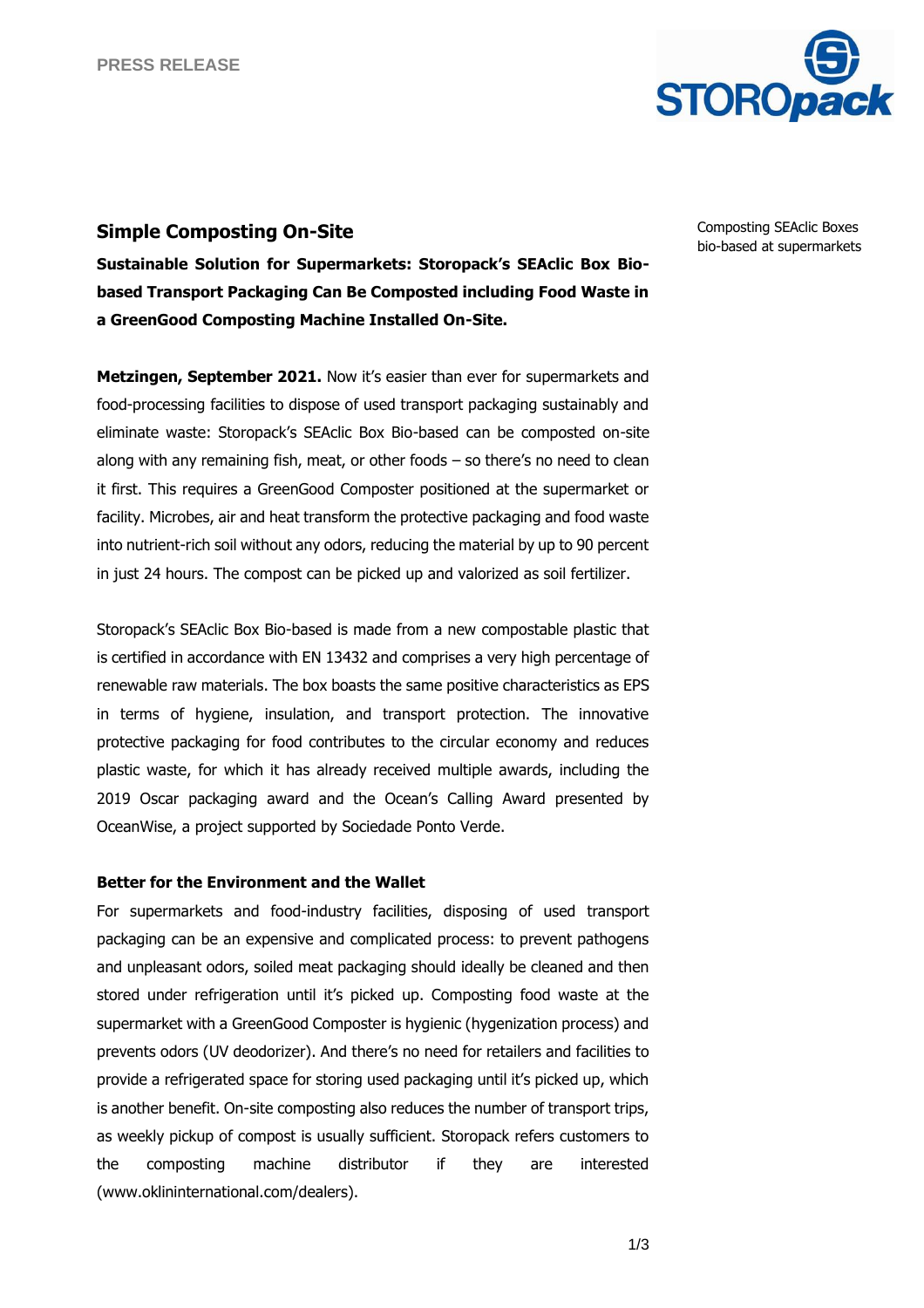PRESS RELEASE

Composting SEAclic Boxes bio-based at supermarkets

## Simple Composting On-Site

**Sustainable Solution for Supermarkets: Storopack's SEAclic Box Bio-based Transport Packaging Can Be Composted including Food Waste in a GreenGood Composting Machine Installed On-Site.**

**Metzingen, September 2021.** Now it's easier than ever for supermarkets and food-processing facilities to dispose of used transport packaging sustainably and eliminate waste: Storopack's SEAclic Box Bio-based can be composted on-site along with any remaining fish, meat, or other foods – so there's no need to clean it first. This requires a GreenGood Composter positioned at the supermarket or facility. Microbes, air and heat transform the protective packaging and food waste into nutrient-rich soil without any odors, reducing the material by up to 90 percent in just 24 hours. The compost can be picked up and valorized as soil fertilizer.

Storopack's SEAclic Box Bio-based is made from a new compostable plastic that is certified in accordance with EN 13432 and comprises a very high percentage of renewable raw materials. The box boasts the same positive characteristics as EPS in terms of hygiene, insulation, and transport protection. The innovative protective packaging for food contributes to the circular economy and reduces plastic waste, for which it has already received multiple awards, including the 2019 Oscar packaging award and the Ocean's Calling Award presented by OceanWise, a project supported by Sociedade Ponto Verde.

### Better for the Environment and the Wallet

For supermarkets and food-industry facilities, disposing of used transport packaging can be an expensive and complicated process: to prevent pathogens and unpleasant odors, soiled meat packaging should ideally be cleaned and then stored under refrigeration until it's picked up. Composting food waste at the supermarket with a GreenGood Composter is hygienic (hygenization process) and prevents odors (UV deodorizer). And there's no need for retailers and facilities to provide a refrigerated space for storing used packaging until it's picked up, which is another benefit. On-site composting also reduces the number of transport trips, as weekly pickup of compost is usually sufficient. Storopack refers customers to the composting machine distributor if they are interested (www.oklininternational.com/dealers).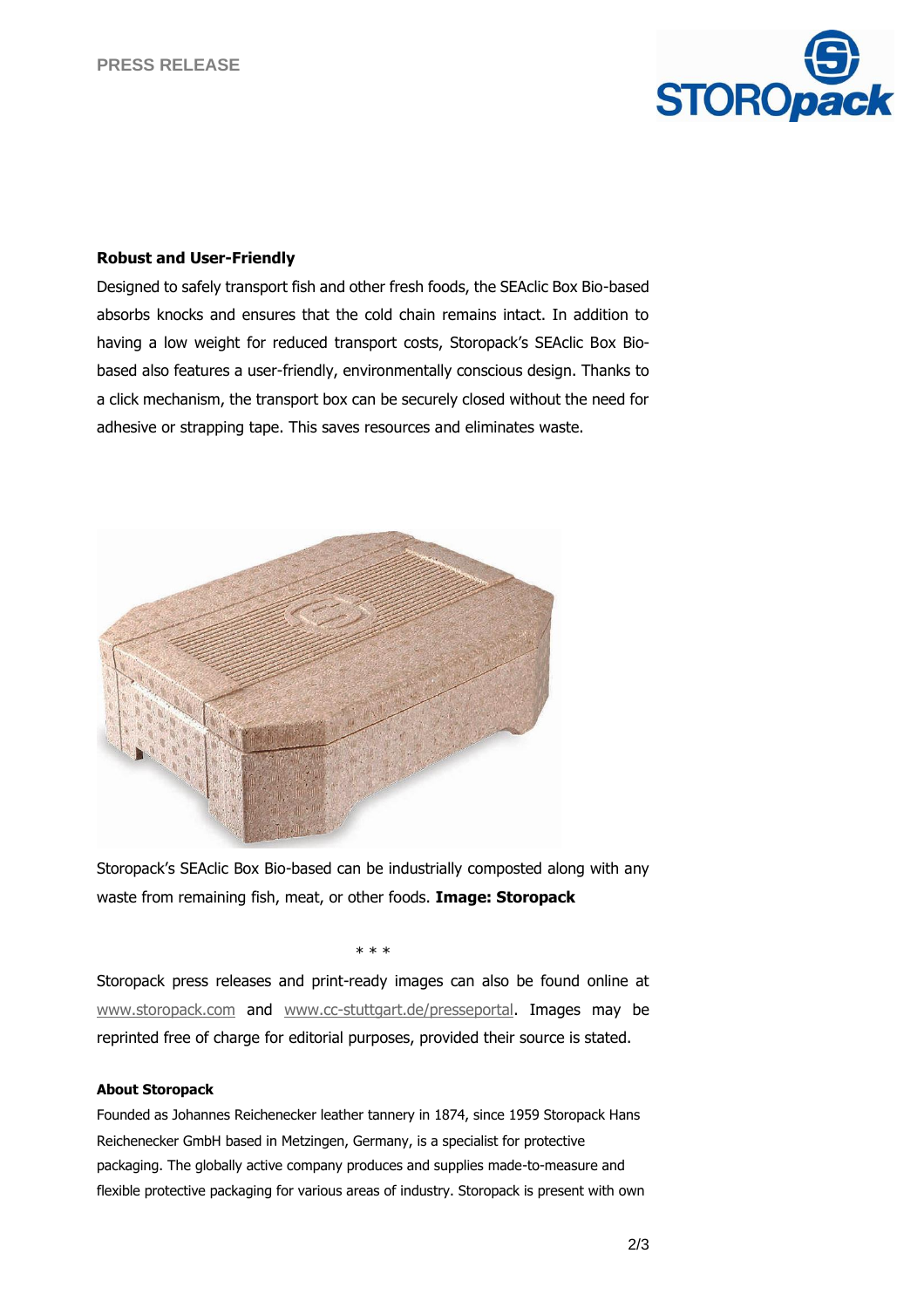### Robust and User-Friendly

Designed to safely transport fish and other fresh foods, the SEAclic Box Bio-based absorbs knocks and ensures that the cold chain remains intact. In addition to having a low weight for reduced transport costs, Storopack's SEAclic Box Bio-based also features a user-friendly, environmentally conscious design. Thanks to a click mechanism, the transport box can be securely closed without the need for adhesive or strapping tape. This saves resources and eliminates waste.

Storopack's SEAclic Box Bio-based can be industrially composted along with any waste from remaining fish, meat, or other foods. **Image: Storopack**

\* \* \*

Storopack press releases and print-ready images can also be found online at www.storopack.com and www.cc-stuttgart.de/presseportal. Images may be reprinted free of charge for editorial purposes, provided their source is stated.

#### About Storopack

Founded as Johannes Reichenecker leather tannery in 1874, since 1959 Storopack Hans Reichenecker GmbH based in Metzingen, Germany, is a specialist for protective packaging. The globally active company produces and supplies made-to-measure and flexible protective packaging for various areas of industry. Storopack is present with own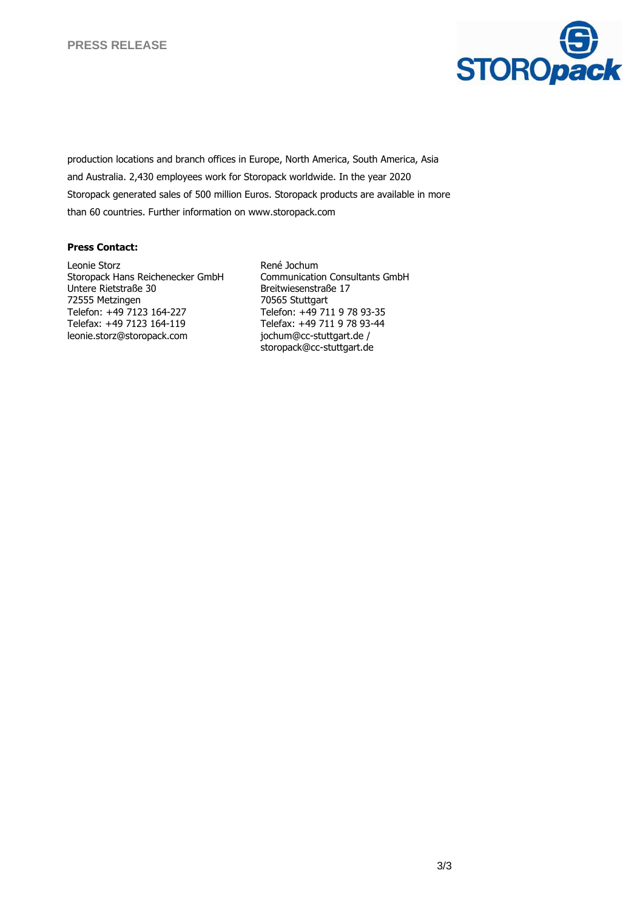production locations and branch offices in Europe, North America, South America, Asia and Australia. 2,430 employees work for Storopack worldwide. In the year 2020 Storopack generated sales of 500 million Euros. Storopack products are available in more than 60 countries. Further information on www.storopack.com

**Press Contact:**

Leonie Storz
Storopack Hans Reichenecker GmbH
Untere Rietstraße 30
72555 Metzingen
Telefon: +49 7123 164-227
Telefax: +49 7123 164-119
leonie.storz@storopack.com

René Jochum
Communication Consultants GmbH
Breitwiesenstraße 17
70565 Stuttgart
Telefon: +49 711 9 78 93-35
Telefax: +49 711 9 78 93-44
jochum@cc-stuttgart.de /
storopack@cc-stuttgart.de